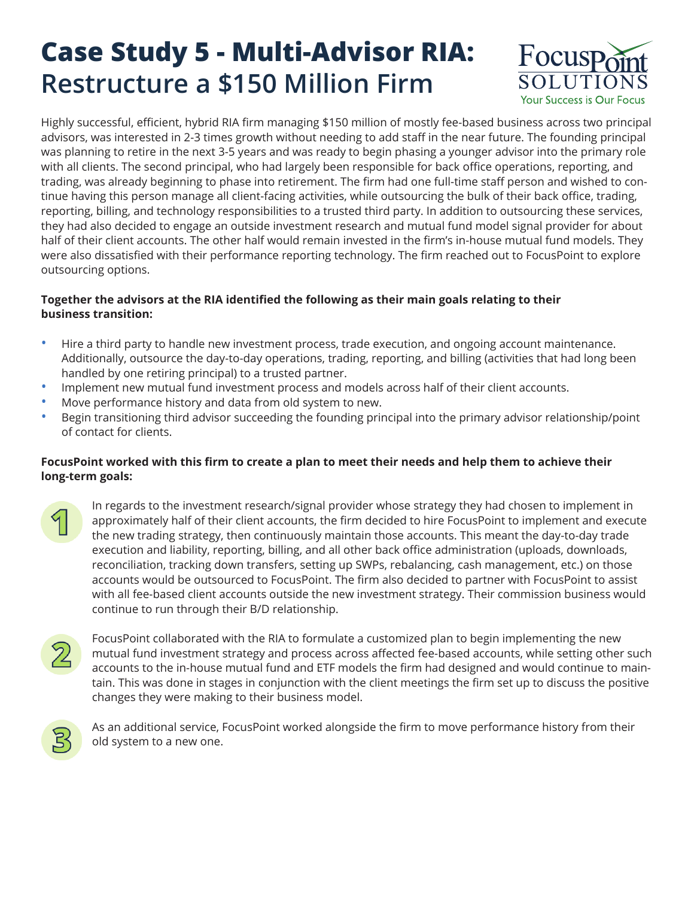# Case Study 5 - Multi-Advisor RIA: Restructure a $150 Million Firm

FocusPoint SOLUTIONS
Your Success is Our Focus

Highly successful, efficient, hybrid RIA firm managing $150 million of mostly fee-based business across two principal advisors, was interested in 2-3 times growth without needing to add staff in the near future. The founding principal was planning to retire in the next 3-5 years and was ready to begin phasing a younger advisor into the primary role with all clients. The second principal, who had largely been responsible for back office operations, reporting, and trading, was already beginning to phase into retirement. The firm had one full-time staff person and wished to continue having this person manage all client-facing activities, while outsourcing the bulk of their back office, trading, reporting, billing, and technology responsibilities to a trusted third party. In addition to outsourcing these services, they had also decided to engage an outside investment research and mutual fund model signal provider for about half of their client accounts. The other half would remain invested in the firm's in-house mutual fund models. They were also dissatisfied with their performance reporting technology. The firm reached out to FocusPoint to explore outsourcing options.

**Together the advisors at the RIA identified the following as their main goals relating to their business transition:**

- Hire a third party to handle new investment process, trade execution, and ongoing account maintenance. Additionally, outsource the day-to-day operations, trading, reporting, and billing (activities that had long been handled by one retiring principal) to a trusted partner.
- Implement new mutual fund investment process and models across half of their client accounts.
- Move performance history and data from old system to new.
- Begin transitioning third advisor succeeding the founding principal into the primary advisor relationship/point of contact for clients.

**FocusPoint worked with this firm to create a plan to meet their needs and help them to achieve their long-term goals:**

1. In regards to the investment research/signal provider whose strategy they had chosen to implement in approximately half of their client accounts, the firm decided to hire FocusPoint to implement and execute the new trading strategy, then continuously maintain those accounts. This meant the day-to-day trade execution and liability, reporting, billing, and all other back office administration (uploads, downloads, reconciliation, tracking down transfers, setting up SWPs, rebalancing, cash management, etc.) on those accounts would be outsourced to FocusPoint. The firm also decided to partner with FocusPoint to assist with all fee-based client accounts outside the new investment strategy. Their commission business would continue to run through their B/D relationship.

2. FocusPoint collaborated with the RIA to formulate a customized plan to begin implementing the new mutual fund investment strategy and process across affected fee-based accounts, while setting other such accounts to the in-house mutual fund and ETF models the firm had designed and would continue to maintain. This was done in stages in conjunction with the client meetings the firm set up to discuss the positive changes they were making to their business model.

3. As an additional service, FocusPoint worked alongside the firm to move performance history from their old system to a new one.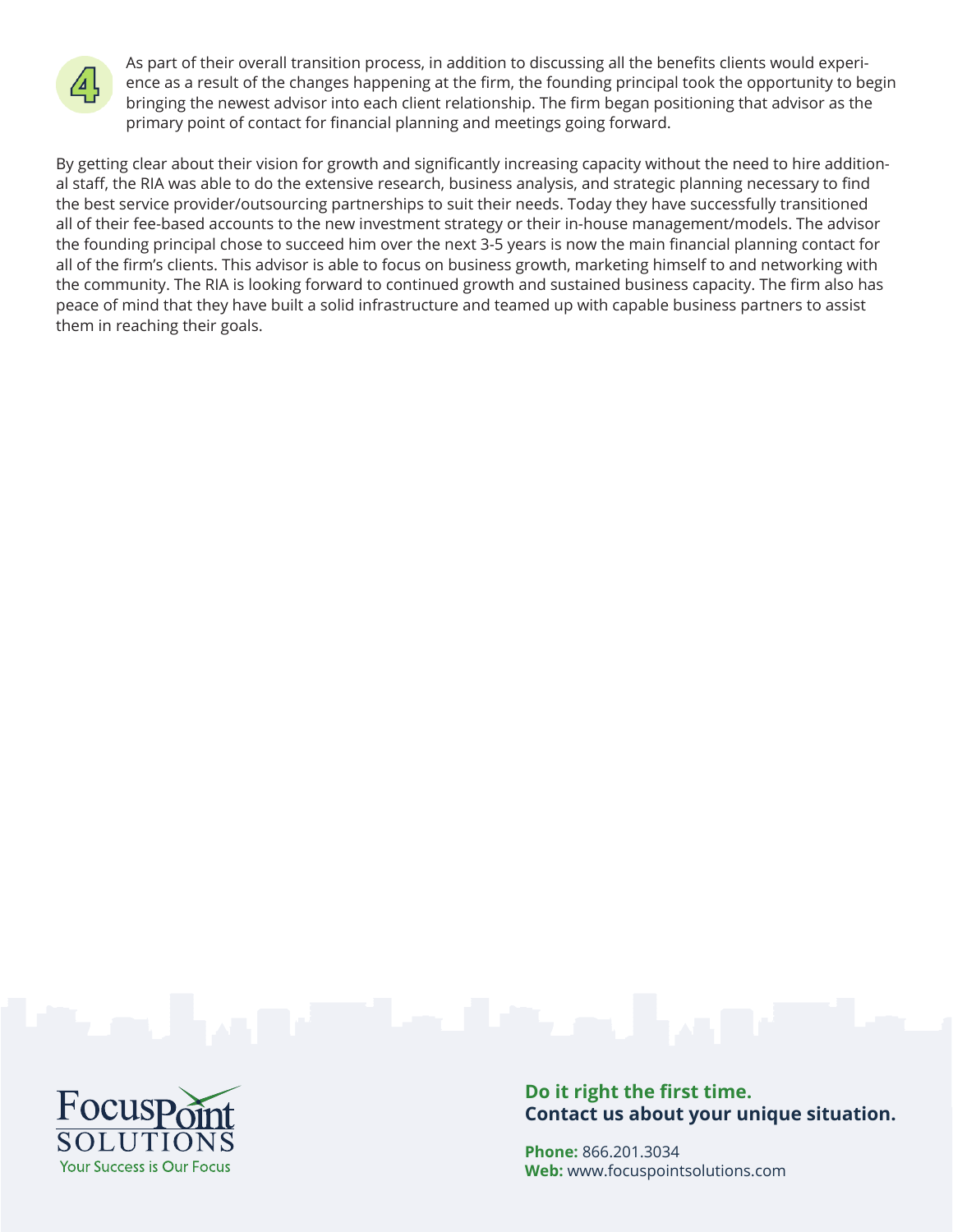4

As part of their overall transition process, in addition to discussing all the benefits clients would experience as a result of the changes happening at the firm, the founding principal took the opportunity to begin bringing the newest advisor into each client relationship. The firm began positioning that advisor as the primary point of contact for financial planning and meetings going forward.

By getting clear about their vision for growth and significantly increasing capacity without the need to hire additional staff, the RIA was able to do the extensive research, business analysis, and strategic planning necessary to find the best service provider/outsourcing partnerships to suit their needs. Today they have successfully transitioned all of their fee-based accounts to the new investment strategy or their in-house management/models. The advisor the founding principal chose to succeed him over the next 3-5 years is now the main financial planning contact for all of the firm's clients. This advisor is able to focus on business growth, marketing himself to and networking with the community. The RIA is looking forward to continued growth and sustained business capacity. The firm also has peace of mind that they have built a solid infrastructure and teamed up with capable business partners to assist them in reaching their goals.

FocusPoint SOLUTIONS
Your Success is Our Focus

**Do it right the first time.**
**Contact us about your unique situation.**

**Phone:** 866.201.3034
**Web:** www.focuspointsolutions.com